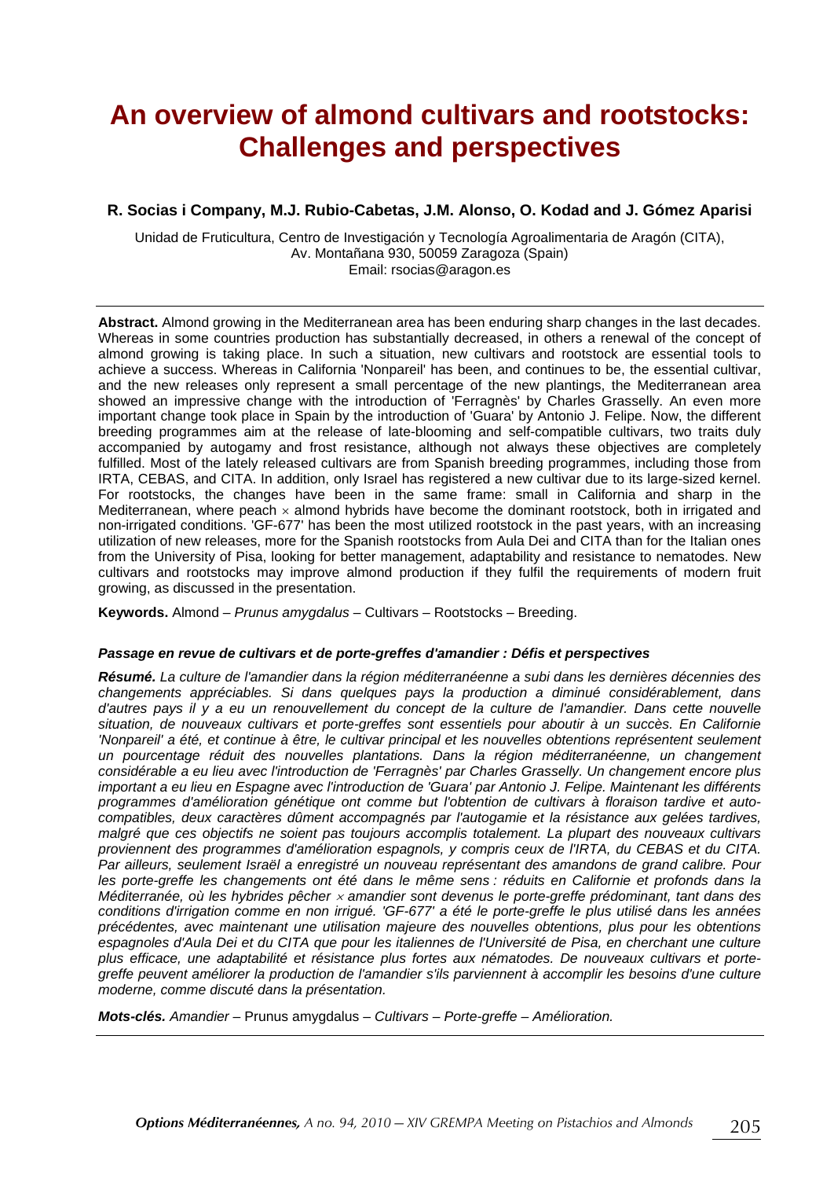# An overview of almond cultivars and rootstocks: Challenges and perspectives

**R. Socias i Company, M.J. Rubio-Cabetas, J.M. Alonso, O. Kodad and J. Gómez Aparisi**

Unidad de Fruticultura, Centro de Investigación y Tecnología Agroalimentaria de Aragón (CITA),
Av. Montañana 930, 50059 Zaragoza (Spain)
Email: rsocias@aragon.es

---

**Abstract.** Almond growing in the Mediterranean area has been enduring sharp changes in the last decades. Whereas in some countries production has substantially decreased, in others a renewal of the concept of almond growing is taking place. In such a situation, new cultivars and rootstock are essential tools to achieve a success. Whereas in California 'Nonpareil' has been, and continues to be, the essential cultivar, and the new releases only represent a small percentage of the new plantings, the Mediterranean area showed an impressive change with the introduction of 'Ferragnès' by Charles Grasselly. An even more important change took place in Spain by the introduction of 'Guara' by Antonio J. Felipe. Now, the different breeding programmes aim at the release of late-blooming and self-compatible cultivars, two traits duly accompanied by autogamy and frost resistance, although not always these objectives are completely fulfilled. Most of the lately released cultivars are from Spanish breeding programmes, including those from IRTA, CEBAS, and CITA. In addition, only Israel has registered a new cultivar due to its large-sized kernel. For rootstocks, the changes have been in the same frame: small in California and sharp in the Mediterranean, where peach × almond hybrids have become the dominant rootstock, both in irrigated and non-irrigated conditions. 'GF-677' has been the most utilized rootstock in the past years, with an increasing utilization of new releases, more for the Spanish rootstocks from Aula Dei and CITA than for the Italian ones from the University of Pisa, looking for better management, adaptability and resistance to nematodes. New cultivars and rootstocks may improve almond production if they fulfil the requirements of modern fruit growing, as discussed in the presentation.

**Keywords.** Almond – *Prunus amygdalus* – Cultivars – Rootstocks – Breeding.

***Passage en revue de cultivars et de porte-greffes d'amandier : Défis et perspectives***

***Résumé.*** *La culture de l'amandier dans la région méditerranéenne a subi dans les dernières décennies des changements appréciables. Si dans quelques pays la production a diminué considérablement, dans d'autres pays il y a eu un renouvellement du concept de la culture de l'amandier. Dans cette nouvelle situation, de nouveaux cultivars et porte-greffes sont essentiels pour aboutir à un succès. En Californie 'Nonpareil' a été, et continue à être, le cultivar principal et les nouvelles obtentions représentent seulement un pourcentage réduit des nouvelles plantations. Dans la région méditerranéenne, un changement considérable a eu lieu avec l'introduction de 'Ferragnès' par Charles Grasselly. Un changement encore plus important a eu lieu en Espagne avec l'introduction de 'Guara' par Antonio J. Felipe. Maintenant les différents programmes d'amélioration génétique ont comme but l'obtention de cultivars à floraison tardive et auto-compatibles, deux caractères dûment accompagnés par l'autogamie et la résistance aux gelées tardives, malgré que ces objectifs ne soient pas toujours accomplis totalement. La plupart des nouveaux cultivars proviennent des programmes d'amélioration espagnols, y compris ceux de l'IRTA, du CEBAS et du CITA. Par ailleurs, seulement Israël a enregistré un nouveau représentant des amandons de grand calibre. Pour les porte-greffe les changements ont été dans le même sens : réduits en Californie et profonds dans la Méditerranée, où les hybrides pêcher × amandier sont devenus le porte-greffe prédominant, tant dans des conditions d'irrigation comme en non irrigué. 'GF-677' a été le porte-greffe le plus utilisé dans les années précédentes, avec maintenant une utilisation majeure des nouvelles obtentions, plus pour les obtentions espagnoles d'Aula Dei et du CITA que pour les italiennes de l'Université de Pisa, en cherchant une culture plus efficace, une adaptabilité et résistance plus fortes aux nématodes. De nouveaux cultivars et porte-greffe peuvent améliorer la production de l'amandier s'ils parviennent à accomplir les besoins d'une culture moderne, comme discuté dans la présentation.*

***Mots-clés.*** *Amandier* – Prunus amygdalus – *Cultivars – Porte-greffe – Amélioration.*

---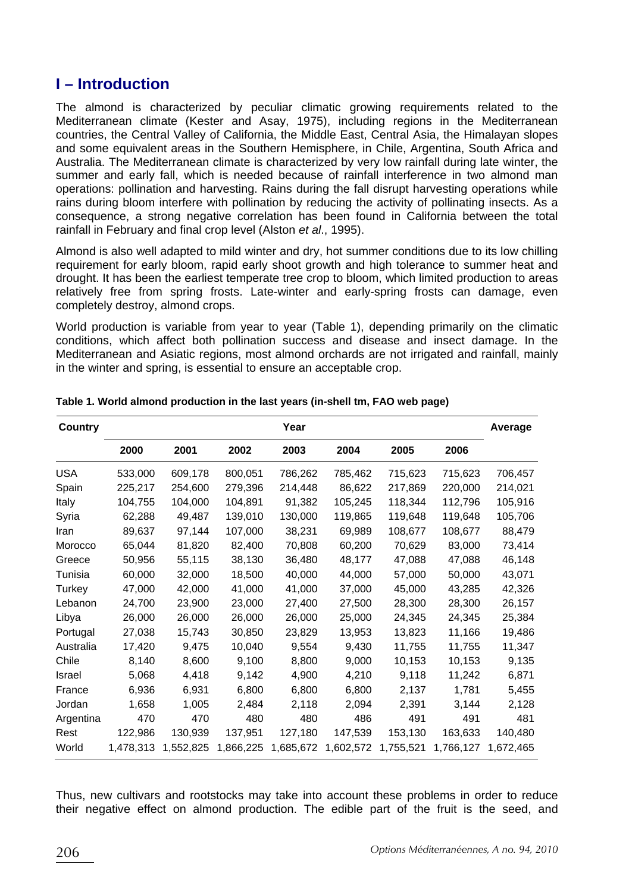## I – Introduction

The almond is characterized by peculiar climatic growing requirements related to the Mediterranean climate (Kester and Asay, 1975), including regions in the Mediterranean countries, the Central Valley of California, the Middle East, Central Asia, the Himalayan slopes and some equivalent areas in the Southern Hemisphere, in Chile, Argentina, South Africa and Australia. The Mediterranean climate is characterized by very low rainfall during late winter, the summer and early fall, which is needed because of rainfall interference in two almond man operations: pollination and harvesting. Rains during the fall disrupt harvesting operations while rains during bloom interfere with pollination by reducing the activity of pollinating insects. As a consequence, a strong negative correlation has been found in California between the total rainfall in February and final crop level (Alston *et al*., 1995).

Almond is also well adapted to mild winter and dry, hot summer conditions due to its low chilling requirement for early bloom, rapid early shoot growth and high tolerance to summer heat and drought. It has been the earliest temperate tree crop to bloom, which limited production to areas relatively free from spring frosts. Late-winter and early-spring frosts can damage, even completely destroy, almond crops.

World production is variable from year to year (Table 1), depending primarily on the climatic conditions, which affect both pollination success and disease and insect damage. In the Mediterranean and Asiatic regions, most almond orchards are not irrigated and rainfall, mainly in the winter and spring, is essential to ensure an acceptable crop.

**Table 1. World almond production in the last years (in-shell tm, FAO web page)**

| Country | Year | | | | | | | Average |
|---|---|---|---|---|---|---|---|---|
| | 2000 | 2001 | 2002 | 2003 | 2004 | 2005 | 2006 | |
| USA | 533,000 | 609,178 | 800,051 | 786,262 | 785,462 | 715,623 | 715,623 | 706,457 |
| Spain | 225,217 | 254,600 | 279,396 | 214,448 | 86,622 | 217,869 | 220,000 | 214,021 |
| Italy | 104,755 | 104,000 | 104,891 | 91,382 | 105,245 | 118,344 | 112,796 | 105,916 |
| Syria | 62,288 | 49,487 | 139,010 | 130,000 | 119,865 | 119,648 | 119,648 | 105,706 |
| Iran | 89,637 | 97,144 | 107,000 | 38,231 | 69,989 | 108,677 | 108,677 | 88,479 |
| Morocco | 65,044 | 81,820 | 82,400 | 70,808 | 60,200 | 70,629 | 83,000 | 73,414 |
| Greece | 50,956 | 55,115 | 38,130 | 36,480 | 48,177 | 47,088 | 47,088 | 46,148 |
| Tunisia | 60,000 | 32,000 | 18,500 | 40,000 | 44,000 | 57,000 | 50,000 | 43,071 |
| Turkey | 47,000 | 42,000 | 41,000 | 41,000 | 37,000 | 45,000 | 43,285 | 42,326 |
| Lebanon | 24,700 | 23,900 | 23,000 | 27,400 | 27,500 | 28,300 | 28,300 | 26,157 |
| Libya | 26,000 | 26,000 | 26,000 | 26,000 | 25,000 | 24,345 | 24,345 | 25,384 |
| Portugal | 27,038 | 15,743 | 30,850 | 23,829 | 13,953 | 13,823 | 11,166 | 19,486 |
| Australia | 17,420 | 9,475 | 10,040 | 9,554 | 9,430 | 11,755 | 11,755 | 11,347 |
| Chile | 8,140 | 8,600 | 9,100 | 8,800 | 9,000 | 10,153 | 10,153 | 9,135 |
| Israel | 5,068 | 4,418 | 9,142 | 4,900 | 4,210 | 9,118 | 11,242 | 6,871 |
| France | 6,936 | 6,931 | 6,800 | 6,800 | 6,800 | 2,137 | 1,781 | 5,455 |
| Jordan | 1,658 | 1,005 | 2,484 | 2,118 | 2,094 | 2,391 | 3,144 | 2,128 |
| Argentina | 470 | 470 | 480 | 480 | 486 | 491 | 491 | 481 |
| Rest | 122,986 | 130,939 | 137,951 | 127,180 | 147,539 | 153,130 | 163,633 | 140,480 |
| World | 1,478,313 | 1,552,825 | 1,866,225 | 1,685,672 | 1,602,572 | 1,755,521 | 1,766,127 | 1,672,465 |

Thus, new cultivars and rootstocks may take into account these problems in order to reduce their negative effect on almond production. The edible part of the fruit is the seed, and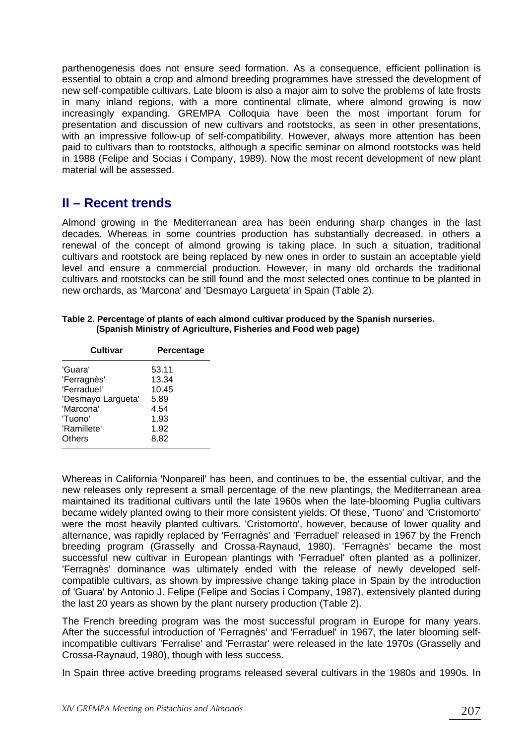parthenogenesis does not ensure seed formation. As a consequence, efficient pollination is essential to obtain a crop and almond breeding programmes have stressed the development of new self-compatible cultivars. Late bloom is also a major aim to solve the problems of late frosts in many inland regions, with a more continental climate, where almond growing is now increasingly expanding. GREMPA Colloquia have been the most important forum for presentation and discussion of new cultivars and rootstocks, as seen in other presentations, with an impressive follow-up of self-compatibility. However, always more attention has been paid to cultivars than to rootstocks, although a specific seminar on almond rootstocks was held in 1988 (Felipe and Socias i Company, 1989). Now the most recent development of new plant material will be assessed.

## II – Recent trends

Almond growing in the Mediterranean area has been enduring sharp changes in the last decades. Whereas in some countries production has substantially decreased, in others a renewal of the concept of almond growing is taking place. In such a situation, traditional cultivars and rootstock are being replaced by new ones in order to sustain an acceptable yield level and ensure a commercial production. However, in many old orchards the traditional cultivars and rootstocks can be still found and the most selected ones continue to be planted in new orchards, as 'Marcona' and 'Desmayo Largueta' in Spain (Table 2).

**Table 2. Percentage of plants of each almond cultivar produced by the Spanish nurseries. (Spanish Ministry of Agriculture, Fisheries and Food web page)**

| Cultivar | Percentage |
|---|---|
| 'Guara' | 53.11 |
| 'Ferragnès' | 13.34 |
| 'Ferraduel' | 10.45 |
| 'Desmayo Largueta' | 5.89 |
| 'Marcona' | 4.54 |
| 'Tuono' | 1.93 |
| 'Ramillete' | 1.92 |
| Others | 8.82 |

Whereas in California 'Nonpareil' has been, and continues to be, the essential cultivar, and the new releases only represent a small percentage of the new plantings, the Mediterranean area maintained its traditional cultivars until the late 1960s when the late-blooming Puglia cultivars became widely planted owing to their more consistent yields. Of these, 'Tuono' and 'Cristomorto' were the most heavily planted cultivars. 'Cristomorto', however, because of lower quality and alternance, was rapidly replaced by 'Ferragnès' and 'Ferraduel' released in 1967 by the French breeding program (Grasselly and Crossa-Raynaud, 1980). 'Ferragnès' became the most successful new cultivar in European plantings with 'Ferraduel' often planted as a pollinizer. 'Ferragnès' dominance was ultimately ended with the release of newly developed self-compatible cultivars, as shown by impressive change taking place in Spain by the introduction of 'Guara' by Antonio J. Felipe (Felipe and Socias i Company, 1987), extensively planted during the last 20 years as shown by the plant nursery production (Table 2).

The French breeding program was the most successful program in Europe for many years. After the successful introduction of 'Ferragnès' and 'Ferraduel' in 1967, the later blooming self-incompatible cultivars 'Ferralise' and 'Ferrastar' were released in the late 1970s (Grasselly and Crossa-Raynaud, 1980), though with less success.

In Spain three active breeding programs released several cultivars in the 1980s and 1990s. In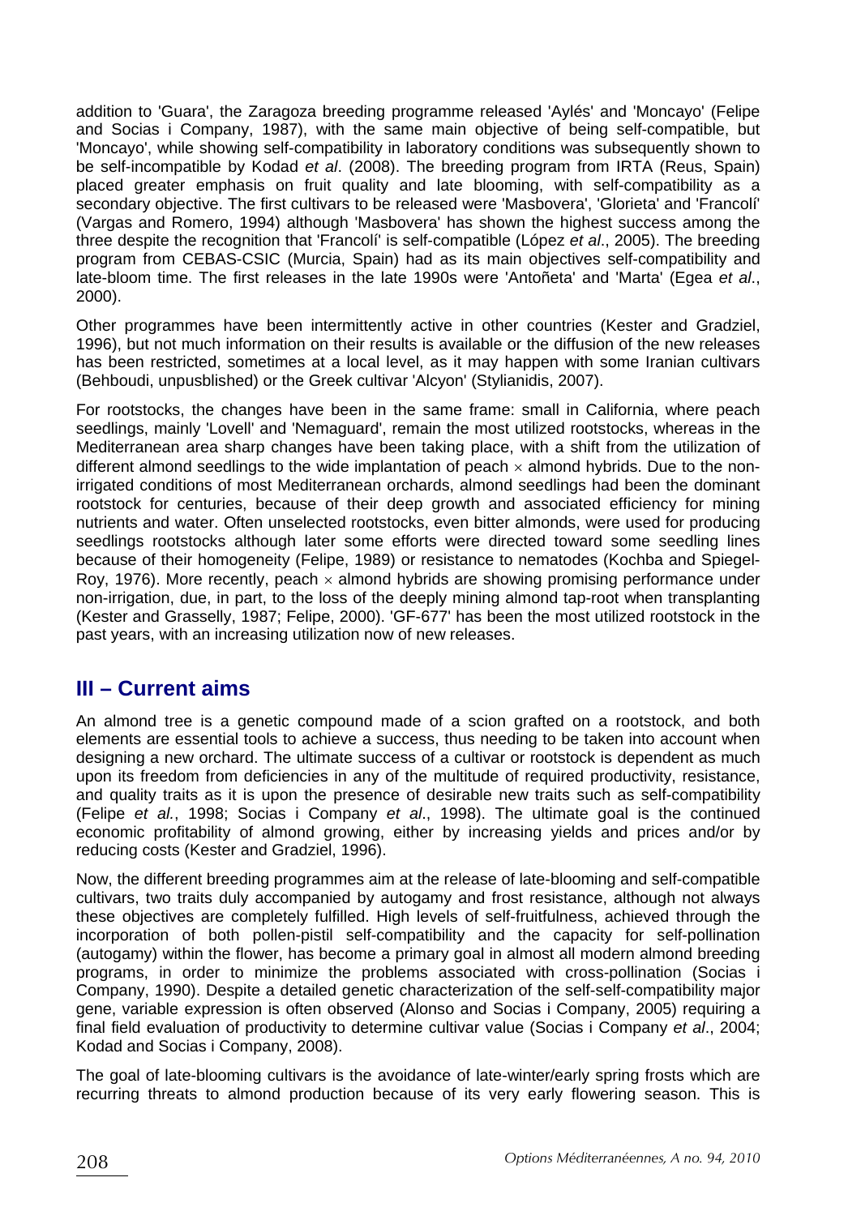addition to 'Guara', the Zaragoza breeding programme released 'Aylés' and 'Moncayo' (Felipe and Socias i Company, 1987), with the same main objective of being self-compatible, but 'Moncayo', while showing self-compatibility in laboratory conditions was subsequently shown to be self-incompatible by Kodad *et al*. (2008). The breeding program from IRTA (Reus, Spain) placed greater emphasis on fruit quality and late blooming, with self-compatibility as a secondary objective. The first cultivars to be released were 'Masbovera', 'Glorieta' and 'Francolí' (Vargas and Romero, 1994) although 'Masbovera' has shown the highest success among the three despite the recognition that 'Francolí' is self-compatible (López *et al*., 2005). The breeding program from CEBAS-CSIC (Murcia, Spain) had as its main objectives self-compatibility and late-bloom time. The first releases in the late 1990s were 'Antoñeta' and 'Marta' (Egea *et al*., 2000).

Other programmes have been intermittently active in other countries (Kester and Gradziel, 1996), but not much information on their results is available or the diffusion of the new releases has been restricted, sometimes at a local level, as it may happen with some Iranian cultivars (Behboudi, unpusblished) or the Greek cultivar 'Alcyon' (Stylianidis, 2007).

For rootstocks, the changes have been in the same frame: small in California, where peach seedlings, mainly 'Lovell' and 'Nemaguard', remain the most utilized rootstocks, whereas in the Mediterranean area sharp changes have been taking place, with a shift from the utilization of different almond seedlings to the wide implantation of peach × almond hybrids. Due to the non-irrigated conditions of most Mediterranean orchards, almond seedlings had been the dominant rootstock for centuries, because of their deep growth and associated efficiency for mining nutrients and water. Often unselected rootstocks, even bitter almonds, were used for producing seedlings rootstocks although later some efforts were directed toward some seedling lines because of their homogeneity (Felipe, 1989) or resistance to nematodes (Kochba and Spiegel-Roy, 1976). More recently, peach × almond hybrids are showing promising performance under non-irrigation, due, in part, to the loss of the deeply mining almond tap-root when transplanting (Kester and Grasselly, 1987; Felipe, 2000). 'GF-677' has been the most utilized rootstock in the past years, with an increasing utilization now of new releases.

## III – Current aims

An almond tree is a genetic compound made of a scion grafted on a rootstock, and both elements are essential tools to achieve a success, thus needing to be taken into account when designing a new orchard. The ultimate success of a cultivar or rootstock is dependent as much upon its freedom from deficiencies in any of the multitude of required productivity, resistance, and quality traits as it is upon the presence of desirable new traits such as self-compatibility (Felipe *et al.*, 1998; Socias i Company *et al*., 1998). The ultimate goal is the continued economic profitability of almond growing, either by increasing yields and prices and/or by reducing costs (Kester and Gradziel, 1996).

Now, the different breeding programmes aim at the release of late-blooming and self-compatible cultivars, two traits duly accompanied by autogamy and frost resistance, although not always these objectives are completely fulfilled. High levels of self-fruitfulness, achieved through the incorporation of both pollen-pistil self-compatibility and the capacity for self-pollination (autogamy) within the flower, has become a primary goal in almost all modern almond breeding programs, in order to minimize the problems associated with cross-pollination (Socias i Company, 1990). Despite a detailed genetic characterization of the self-self-compatibility major gene, variable expression is often observed (Alonso and Socias i Company, 2005) requiring a final field evaluation of productivity to determine cultivar value (Socias i Company *et al*., 2004; Kodad and Socias i Company, 2008).

The goal of late-blooming cultivars is the avoidance of late-winter/early spring frosts which are recurring threats to almond production because of its very early flowering season. This is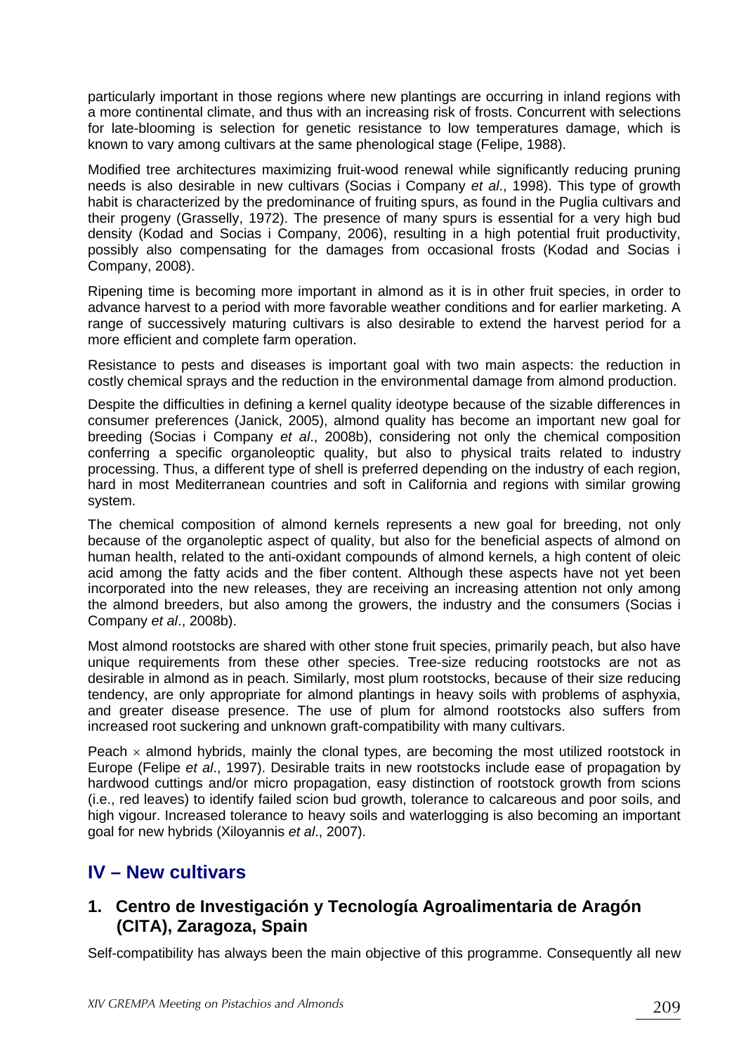particularly important in those regions where new plantings are occurring in inland regions with a more continental climate, and thus with an increasing risk of frosts. Concurrent with selections for late-blooming is selection for genetic resistance to low temperatures damage, which is known to vary among cultivars at the same phenological stage (Felipe, 1988).

Modified tree architectures maximizing fruit-wood renewal while significantly reducing pruning needs is also desirable in new cultivars (Socias i Company *et al*., 1998). This type of growth habit is characterized by the predominance of fruiting spurs, as found in the Puglia cultivars and their progeny (Grasselly, 1972). The presence of many spurs is essential for a very high bud density (Kodad and Socias i Company, 2006), resulting in a high potential fruit productivity, possibly also compensating for the damages from occasional frosts (Kodad and Socias i Company, 2008).

Ripening time is becoming more important in almond as it is in other fruit species, in order to advance harvest to a period with more favorable weather conditions and for earlier marketing. A range of successively maturing cultivars is also desirable to extend the harvest period for a more efficient and complete farm operation.

Resistance to pests and diseases is important goal with two main aspects: the reduction in costly chemical sprays and the reduction in the environmental damage from almond production.

Despite the difficulties in defining a kernel quality ideotype because of the sizable differences in consumer preferences (Janick, 2005), almond quality has become an important new goal for breeding (Socias i Company *et al*., 2008b), considering not only the chemical composition conferring a specific organoleptic quality, but also to physical traits related to industry processing. Thus, a different type of shell is preferred depending on the industry of each region, hard in most Mediterranean countries and soft in California and regions with similar growing system.

The chemical composition of almond kernels represents a new goal for breeding, not only because of the organoleptic aspect of quality, but also for the beneficial aspects of almond on human health, related to the anti-oxidant compounds of almond kernels, a high content of oleic acid among the fatty acids and the fiber content. Although these aspects have not yet been incorporated into the new releases, they are receiving an increasing attention not only among the almond breeders, but also among the growers, the industry and the consumers (Socias i Company *et al*., 2008b).

Most almond rootstocks are shared with other stone fruit species, primarily peach, but also have unique requirements from these other species. Tree-size reducing rootstocks are not as desirable in almond as in peach. Similarly, most plum rootstocks, because of their size reducing tendency, are only appropriate for almond plantings in heavy soils with problems of asphyxia, and greater disease presence. The use of plum for almond rootstocks also suffers from increased root suckering and unknown graft-compatibility with many cultivars.

Peach × almond hybrids, mainly the clonal types, are becoming the most utilized rootstock in Europe (Felipe *et al*., 1997). Desirable traits in new rootstocks include ease of propagation by hardwood cuttings and/or micro propagation, easy distinction of rootstock growth from scions (i.e., red leaves) to identify failed scion bud growth, tolerance to calcareous and poor soils, and high vigour. Increased tolerance to heavy soils and waterlogging is also becoming an important goal for new hybrids (Xiloyannis *et al*., 2007).

## IV – New cultivars

### 1. Centro de Investigación y Tecnología Agroalimentaria de Aragón (CITA), Zaragoza, Spain

Self-compatibility has always been the main objective of this programme. Consequently all new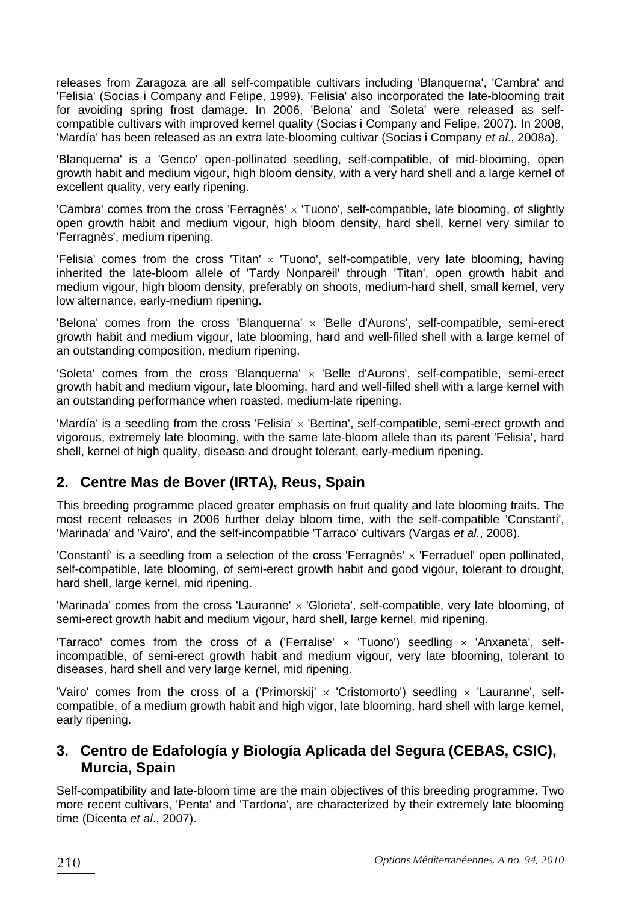releases from Zaragoza are all self-compatible cultivars including 'Blanquerna', 'Cambra' and 'Felisia' (Socias i Company and Felipe, 1999). 'Felisia' also incorporated the late-blooming trait for avoiding spring frost damage. In 2006, 'Belona' and 'Soleta' were released as self-compatible cultivars with improved kernel quality (Socias i Company and Felipe, 2007). In 2008, 'Mardía' has been released as an extra late-blooming cultivar (Socias i Company *et al*., 2008a).

'Blanquerna' is a 'Genco' open-pollinated seedling, self-compatible, of mid-blooming, open growth habit and medium vigour, high bloom density, with a very hard shell and a large kernel of excellent quality, very early ripening.

'Cambra' comes from the cross 'Ferragnès' × 'Tuono', self-compatible, late blooming, of slightly open growth habit and medium vigour, high bloom density, hard shell, kernel very similar to 'Ferragnès', medium ripening.

'Felisia' comes from the cross 'Titan' × 'Tuono', self-compatible, very late blooming, having inherited the late-bloom allele of 'Tardy Nonpareil' through 'Titan', open growth habit and medium vigour, high bloom density, preferably on shoots, medium-hard shell, small kernel, very low alternance, early-medium ripening.

'Belona' comes from the cross 'Blanquerna' × 'Belle d'Aurons', self-compatible, semi-erect growth habit and medium vigour, late blooming, hard and well-filled shell with a large kernel of an outstanding composition, medium ripening.

'Soleta' comes from the cross 'Blanquerna' × 'Belle d'Aurons', self-compatible, semi-erect growth habit and medium vigour, late blooming, hard and well-filled shell with a large kernel with an outstanding performance when roasted, medium-late ripening.

'Mardía' is a seedling from the cross 'Felisia' × 'Bertina', self-compatible, semi-erect growth and vigorous, extremely late blooming, with the same late-bloom allele than its parent 'Felisia', hard shell, kernel of high quality, disease and drought tolerant, early-medium ripening.

## 2. Centre Mas de Bover (IRTA), Reus, Spain

This breeding programme placed greater emphasis on fruit quality and late blooming traits. The most recent releases in 2006 further delay bloom time, with the self-compatible 'Constantí', 'Marinada' and 'Vairo', and the self-incompatible 'Tarraco' cultivars (Vargas *et al.*, 2008).

'Constantí' is a seedling from a selection of the cross 'Ferragnès' × 'Ferraduel' open pollinated, self-compatible, late blooming, of semi-erect growth habit and good vigour, tolerant to drought, hard shell, large kernel, mid ripening.

'Marinada' comes from the cross 'Lauranne' × 'Glorieta', self-compatible, very late blooming, of semi-erect growth habit and medium vigour, hard shell, large kernel, mid ripening.

'Tarraco' comes from the cross of a ('Ferralise' × 'Tuono') seedling × 'Anxaneta', self-incompatible, of semi-erect growth habit and medium vigour, very late blooming, tolerant to diseases, hard shell and very large kernel, mid ripening.

'Vairo' comes from the cross of a ('Primorskij' × 'Cristomorto') seedling × 'Lauranne', self-compatible, of a medium growth habit and high vigor, late blooming, hard shell with large kernel, early ripening.

## 3. Centro de Edafología y Biología Aplicada del Segura (CEBAS, CSIC), Murcia, Spain

Self-compatibility and late-bloom time are the main objectives of this breeding programme. Two more recent cultivars, 'Penta' and 'Tardona', are characterized by their extremely late blooming time (Dicenta *et al*., 2007).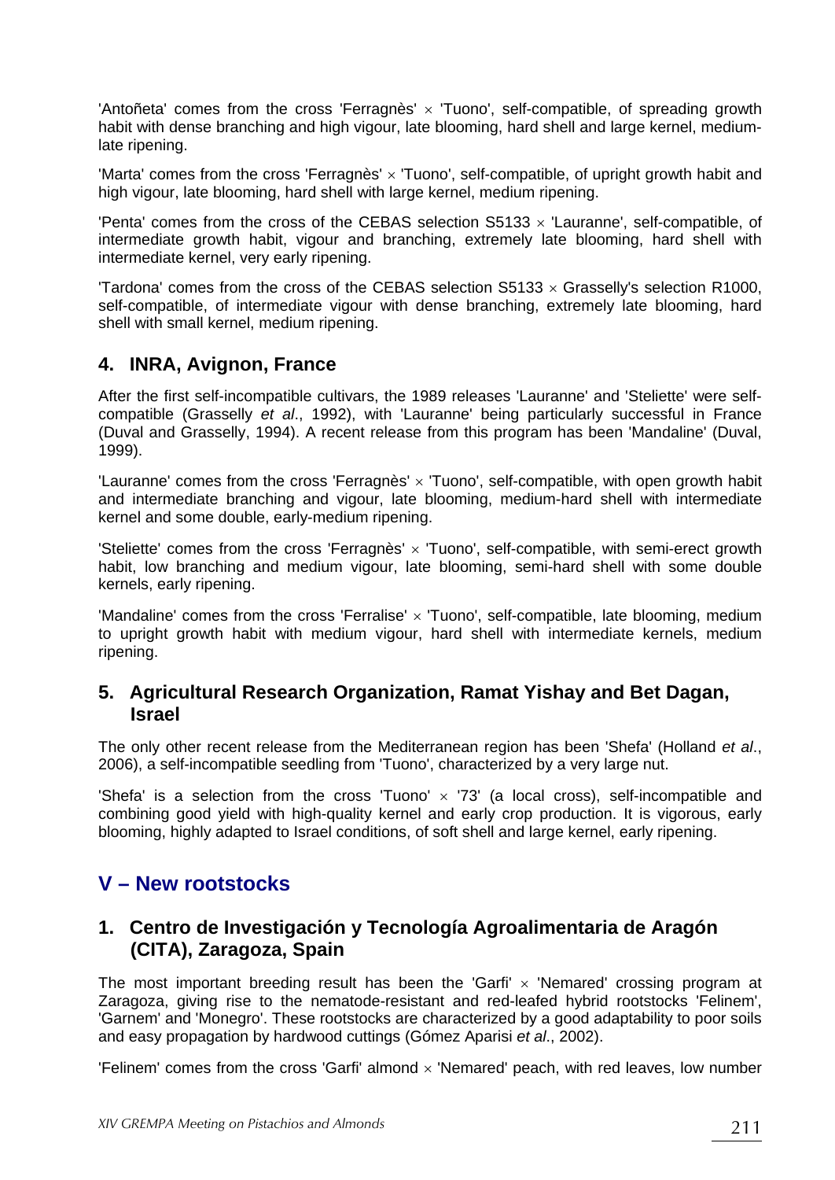'Antoñeta' comes from the cross 'Ferragnès' × 'Tuono', self-compatible, of spreading growth habit with dense branching and high vigour, late blooming, hard shell and large kernel, medium-late ripening.

'Marta' comes from the cross 'Ferragnès' × 'Tuono', self-compatible, of upright growth habit and high vigour, late blooming, hard shell with large kernel, medium ripening.

'Penta' comes from the cross of the CEBAS selection S5133 × 'Lauranne', self-compatible, of intermediate growth habit, vigour and branching, extremely late blooming, hard shell with intermediate kernel, very early ripening.

'Tardona' comes from the cross of the CEBAS selection S5133 × Grasselly's selection R1000, self-compatible, of intermediate vigour with dense branching, extremely late blooming, hard shell with small kernel, medium ripening.

### 4. INRA, Avignon, France

After the first self-incompatible cultivars, the 1989 releases 'Lauranne' and 'Steliette' were self-compatible (Grasselly *et al*., 1992), with 'Lauranne' being particularly successful in France (Duval and Grasselly, 1994). A recent release from this program has been 'Mandaline' (Duval, 1999).

'Lauranne' comes from the cross 'Ferragnès' × 'Tuono', self-compatible, with open growth habit and intermediate branching and vigour, late blooming, medium-hard shell with intermediate kernel and some double, early-medium ripening.

'Steliette' comes from the cross 'Ferragnès' × 'Tuono', self-compatible, with semi-erect growth habit, low branching and medium vigour, late blooming, semi-hard shell with some double kernels, early ripening.

'Mandaline' comes from the cross 'Ferralise' × 'Tuono', self-compatible, late blooming, medium to upright growth habit with medium vigour, hard shell with intermediate kernels, medium ripening.

### 5. Agricultural Research Organization, Ramat Yishay and Bet Dagan, Israel

The only other recent release from the Mediterranean region has been 'Shefa' (Holland *et al*., 2006), a self-incompatible seedling from 'Tuono', characterized by a very large nut.

'Shefa' is a selection from the cross 'Tuono' × '73' (a local cross), self-incompatible and combining good yield with high-quality kernel and early crop production. It is vigorous, early blooming, highly adapted to Israel conditions, of soft shell and large kernel, early ripening.

## V – New rootstocks

### 1. Centro de Investigación y Tecnología Agroalimentaria de Aragón (CITA), Zaragoza, Spain

The most important breeding result has been the 'Garfi' × 'Nemared' crossing program at Zaragoza, giving rise to the nematode-resistant and red-leafed hybrid rootstocks 'Felinem', 'Garnem' and 'Monegro'. These rootstocks are characterized by a good adaptability to poor soils and easy propagation by hardwood cuttings (Gómez Aparisi *et al*., 2002).

'Felinem' comes from the cross 'Garfi' almond × 'Nemared' peach, with red leaves, low number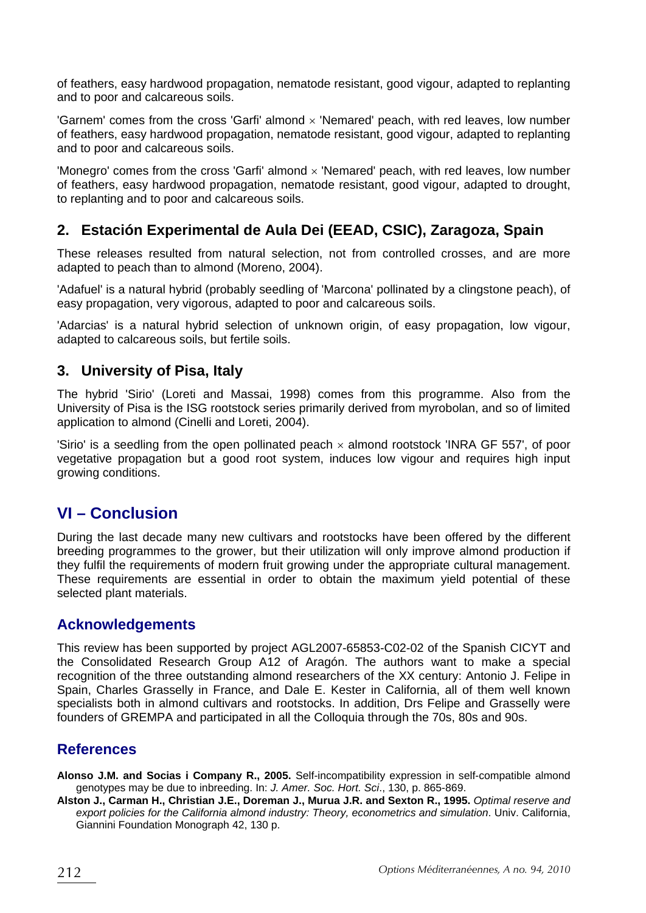of feathers, easy hardwood propagation, nematode resistant, good vigour, adapted to replanting and to poor and calcareous soils.

'Garnem' comes from the cross 'Garfi' almond × 'Nemared' peach, with red leaves, low number of feathers, easy hardwood propagation, nematode resistant, good vigour, adapted to replanting and to poor and calcareous soils.

'Monegro' comes from the cross 'Garfi' almond × 'Nemared' peach, with red leaves, low number of feathers, easy hardwood propagation, nematode resistant, good vigour, adapted to drought, to replanting and to poor and calcareous soils.

### 2. Estación Experimental de Aula Dei (EEAD, CSIC), Zaragoza, Spain

These releases resulted from natural selection, not from controlled crosses, and are more adapted to peach than to almond (Moreno, 2004).

'Adafuel' is a natural hybrid (probably seedling of 'Marcona' pollinated by a clingstone peach), of easy propagation, very vigorous, adapted to poor and calcareous soils.

'Adarcias' is a natural hybrid selection of unknown origin, of easy propagation, low vigour, adapted to calcareous soils, but fertile soils.

### 3. University of Pisa, Italy

The hybrid 'Sirio' (Loreti and Massai, 1998) comes from this programme. Also from the University of Pisa is the ISG rootstock series primarily derived from myrobolan, and so of limited application to almond (Cinelli and Loreti, 2004).

'Sirio' is a seedling from the open pollinated peach × almond rootstock 'INRA GF 557', of poor vegetative propagation but a good root system, induces low vigour and requires high input growing conditions.

## VI – Conclusion

During the last decade many new cultivars and rootstocks have been offered by the different breeding programmes to the grower, but their utilization will only improve almond production if they fulfil the requirements of modern fruit growing under the appropriate cultural management. These requirements are essential in order to obtain the maximum yield potential of these selected plant materials.

## Acknowledgements

This review has been supported by project AGL2007-65853-C02-02 of the Spanish CICYT and the Consolidated Research Group A12 of Aragón. The authors want to make a special recognition of the three outstanding almond researchers of the XX century: Antonio J. Felipe in Spain, Charles Grasselly in France, and Dale E. Kester in California, all of them well known specialists both in almond cultivars and rootstocks. In addition, Drs Felipe and Grasselly were founders of GREMPA and participated in all the Colloquia through the 70s, 80s and 90s.

## References

**Alonso J.M. and Socias i Company R., 2005.** Self-incompatibility expression in self-compatible almond genotypes may be due to inbreeding. In: *J. Amer. Soc. Hort. Sci*., 130, p. 865-869.

**Alston J., Carman H., Christian J.E., Doreman J., Murua J.R. and Sexton R., 1995.** *Optimal reserve and export policies for the California almond industry: Theory, econometrics and simulation*. Univ. California, Giannini Foundation Monograph 42, 130 p.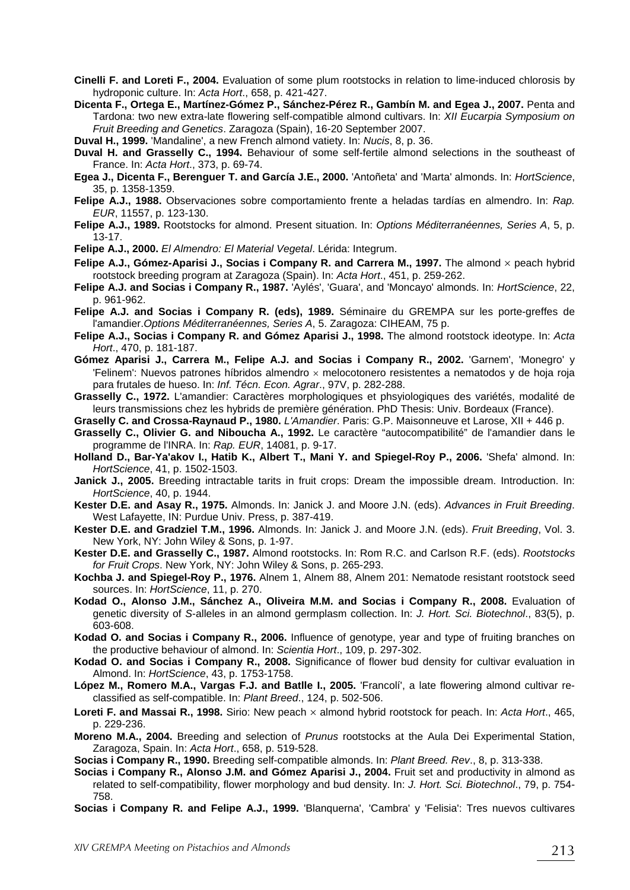**Cinelli F. and Loreti F., 2004.** Evaluation of some plum rootstocks in relation to lime-induced chlorosis by hydroponic culture. In: *Acta Hort*., 658, p. 421-427.

**Dicenta F., Ortega E., Martínez-Gómez P., Sánchez-Pérez R., Gambín M. and Egea J., 2007.** Penta and Tardona: two new extra-late flowering self-compatible almond cultivars. In: *XII Eucarpia Symposium on Fruit Breeding and Genetics*. Zaragoza (Spain), 16-20 September 2007.

**Duval H., 1999.** 'Mandaline', a new French almond vatiety. In: *Nucis*, 8, p. 36.

**Duval H. and Grasselly C., 1994.** Behaviour of some self-fertile almond selections in the southeast of France. In: *Acta Hort*., 373, p. 69-74.

**Egea J., Dicenta F., Berenguer T. and García J.E., 2000.** 'Antoñeta' and 'Marta' almonds. In: *HortScience*, 35, p. 1358-1359.

**Felipe A.J., 1988.** Observaciones sobre comportamiento frente a heladas tardías en almendro. In: *Rap. EUR*, 11557, p. 123-130.

**Felipe A.J., 1989.** Rootstocks for almond. Present situation. In: *Options Méditerranéennes, Series A*, 5, p. 13-17.

**Felipe A.J., 2000.** *El Almendro: El Material Vegetal*. Lérida: Integrum.

**Felipe A.J., Gómez-Aparisi J., Socias i Company R. and Carrera M., 1997.** The almond × peach hybrid rootstock breeding program at Zaragoza (Spain). In: *Acta Hort*., 451, p. 259-262.

**Felipe A.J. and Socias i Company R., 1987.** 'Aylés', 'Guara', and 'Moncayo' almonds. In: *HortScience*, 22, p. 961-962.

**Felipe A.J. and Socias i Company R. (eds), 1989.** Séminaire du GREMPA sur les porte-greffes de l'amandier.*Options Méditerranéennes, Series A*, 5. Zaragoza: CIHEAM, 75 p.

**Felipe A.J., Socias i Company R. and Gómez Aparisi J., 1998.** The almond rootstock ideotype. In: *Acta Hort*., 470, p. 181-187.

**Gómez Aparisi J., Carrera M., Felipe A.J. and Socias i Company R., 2002.** 'Garnem', 'Monegro' y 'Felinem': Nuevos patrones híbridos almendro × melocotonero resistentes a nematodos y de hoja roja para frutales de hueso. In: *Inf. Técn. Econ. Agrar*., 97V, p. 282-288.

**Grasselly C., 1972.** L'amandier: Caractères morphologiques et phsyiologiques des variétés, modalité de leurs transmissions chez les hybrids de première génération. PhD Thesis: Univ. Bordeaux (France).

**Grasselly C. and Crossa-Raynaud P., 1980.** *L'Amandier*. Paris: G.P. Maisonneuve et Larose, XII + 446 p.

**Grasselly C., Olivier G. and Niboucha A., 1992.** Le caractère "autocompatibilité" de l'amandier dans le programme de l'INRA. In: *Rap. EUR*, 14081, p. 9-17.

**Holland D., Bar-Ya'akov I., Hatib K., Albert T., Mani Y. and Spiegel-Roy P., 2006.** 'Shefa' almond. In: *HortScience*, 41, p. 1502-1503.

**Janick J., 2005.** Breeding intractable tarits in fruit crops: Dream the impossible dream. Introduction. In: *HortScience*, 40, p. 1944.

**Kester D.E. and Asay R., 1975.** Almonds. In: Janick J. and Moore J.N. (eds). *Advances in Fruit Breeding*. West Lafayette, IN: Purdue Univ. Press, p. 387-419.

**Kester D.E. and Gradziel T.M., 1996.** Almonds. In: Janick J. and Moore J.N. (eds). *Fruit Breeding*, Vol. 3. New York, NY: John Wiley & Sons, p. 1-97.

**Kester D.E. and Grasselly C., 1987.** Almond rootstocks. In: Rom R.C. and Carlson R.F. (eds). *Rootstocks for Fruit Crops*. New York, NY: John Wiley & Sons, p. 265-293.

**Kochba J. and Spiegel-Roy P., 1976.** Alnem 1, Alnem 88, Alnem 201: Nematode resistant rootstock seed sources. In: *HortScience*, 11, p. 270.

**Kodad O., Alonso J.M., Sánchez A., Oliveira M.M. and Socias i Company R., 2008.** Evaluation of genetic diversity of *S*-alleles in an almond germplasm collection. In: *J. Hort. Sci. Biotechnol*., 83(5), p. 603-608.

**Kodad O. and Socias i Company R., 2006.** Influence of genotype, year and type of fruiting branches on the productive behaviour of almond. In: *Scientia Hort*., 109, p. 297-302.

**Kodad O. and Socias i Company R., 2008.** Significance of flower bud density for cultivar evaluation in Almond. In: *HortScience*, 43, p. 1753-1758.

**López M., Romero M.A., Vargas F.J. and Batlle I., 2005.** 'Francolí', a late flowering almond cultivar re-classified as self-compatible. In: *Plant Breed*., 124, p. 502-506.

**Loreti F. and Massai R., 1998.** Sirio: New peach × almond hybrid rootstock for peach. In: *Acta Hort*., 465, p. 229-236.

**Moreno M.A., 2004.** Breeding and selection of *Prunus* rootstocks at the Aula Dei Experimental Station, Zaragoza, Spain. In: *Acta Hort*., 658, p. 519-528.

**Socias i Company R., 1990.** Breeding self-compatible almonds. In: *Plant Breed. Rev*., 8, p. 313-338.

**Socias i Company R., Alonso J.M. and Gómez Aparisi J., 2004.** Fruit set and productivity in almond as related to self-compatibility, flower morphology and bud density. In: *J. Hort. Sci. Biotechnol*., 79, p. 754-758.

**Socias i Company R. and Felipe A.J., 1999.** 'Blanquerna', 'Cambra' y 'Felisia': Tres nuevos cultivares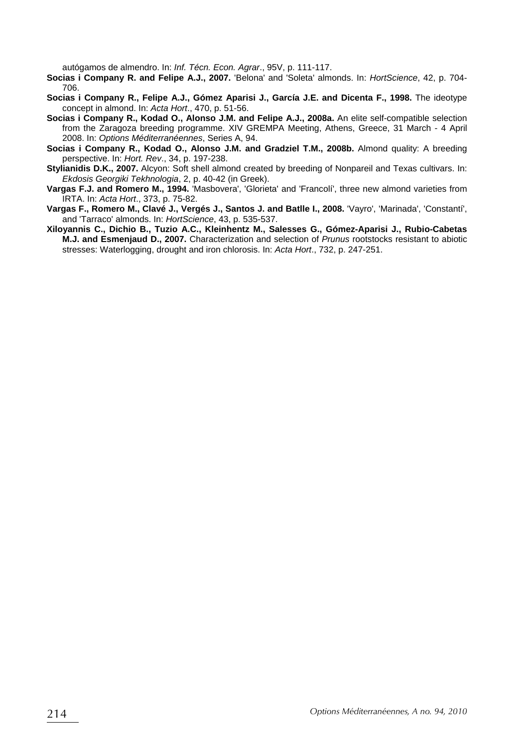autógamos de almendro. In: *Inf. Técn. Econ. Agrar*., 95V, p. 111-117.

**Socias i Company R. and Felipe A.J., 2007.** 'Belona' and 'Soleta' almonds. In: *HortScience*, 42, p. 704-706.

**Socias i Company R., Felipe A.J., Gómez Aparisi J., García J.E. and Dicenta F., 1998.** The ideotype concept in almond. In: *Acta Hort*., 470, p. 51-56.

**Socias i Company R., Kodad O., Alonso J.M. and Felipe A.J., 2008a.** An elite self-compatible selection from the Zaragoza breeding programme. XIV GREMPA Meeting, Athens, Greece, 31 March - 4 April 2008. In: *Options Méditerranéennes*, Series A, 94.

**Socias i Company R., Kodad O., Alonso J.M. and Gradziel T.M., 2008b.** Almond quality: A breeding perspective. In: *Hort. Rev*., 34, p. 197-238.

**Stylianidis D.K., 2007.** Alcyon: Soft shell almond created by breeding of Nonpareil and Texas cultivars. In: *Ekdosis Georgiki Tekhnologia*, 2, p. 40-42 (in Greek).

**Vargas F.J. and Romero M., 1994.** 'Masbovera', 'Glorieta' and 'Francolí', three new almond varieties from IRTA. In: *Acta Hort*., 373, p. 75-82.

**Vargas F., Romero M., Clavé J., Vergés J., Santos J. and Batlle I., 2008.** 'Vayro', 'Marinada', 'Constantí', and 'Tarraco' almonds. In: *HortScience*, 43, p. 535-537.

**Xiloyannis C., Dichio B., Tuzio A.C., Kleinhentz M., Salesses G., Gómez-Aparisi J., Rubio-Cabetas M.J. and Esmenjaud D., 2007.** Characterization and selection of *Prunus* rootstocks resistant to abiotic stresses: Waterlogging, drought and iron chlorosis. In: *Acta Hort*., 732, p. 247-251.